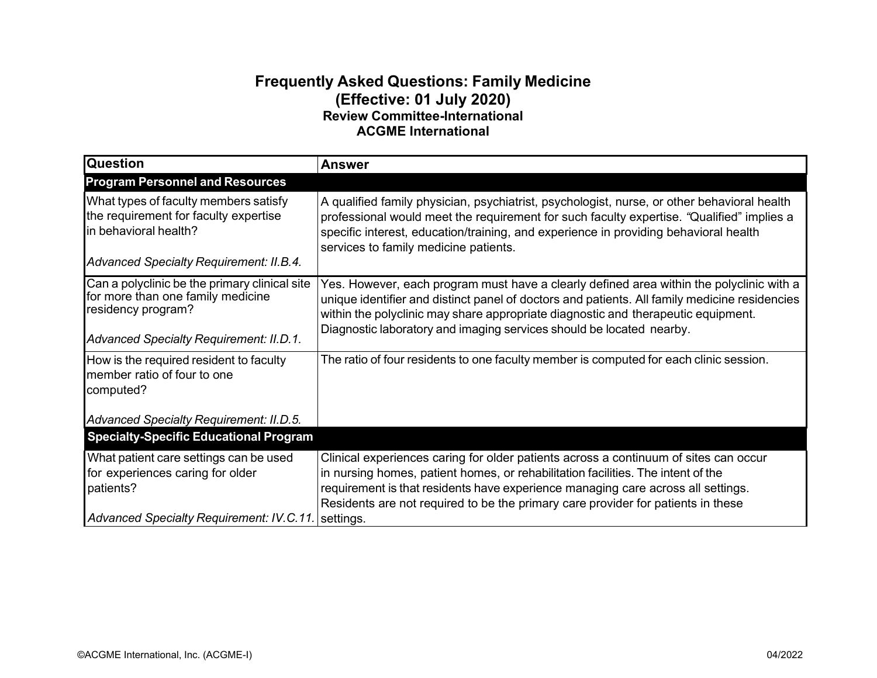# Frequently Asked Questions: Family Medicine
## (Effective: 01 July 2020)
### Review Committee-International
### ACGME International

| Question | Answer |
|---|---|
| **Program Personnel and Resources** | |
| What types of faculty members satisfy the requirement for faculty expertise in behavioral health?<br><br>*Advanced Specialty Requirement: II.B.4.* | A qualified family physician, psychiatrist, psychologist, nurse, or other behavioral health professional would meet the requirement for such faculty expertise. "Qualified" implies a specific interest, education/training, and experience in providing behavioral health services to family medicine patients. |
| Can a polyclinic be the primary clinical site for more than one family medicine residency program?<br><br>*Advanced Specialty Requirement: II.D.1.* | Yes. However, each program must have a clearly defined area within the polyclinic with a unique identifier and distinct panel of doctors and patients. All family medicine residencies within the polyclinic may share appropriate diagnostic and therapeutic equipment. Diagnostic laboratory and imaging services should be located nearby. |
| How is the required resident to faculty member ratio of four to one computed?<br><br>*Advanced Specialty Requirement: II.D.5.* | The ratio of four residents to one faculty member is computed for each clinic session. |
| **Specialty-Specific Educational Program** | |
| What patient care settings can be used for experiences caring for older patients?<br><br>*Advanced Specialty Requirement: IV.C.11.* | Clinical experiences caring for older patients across a continuum of sites can occur in nursing homes, patient homes, or rehabilitation facilities. The intent of the requirement is that residents have experience managing care across all settings. Residents are not required to be the primary care provider for patients in these settings. |

©ACGME International, Inc. (ACGME-I) 04/2022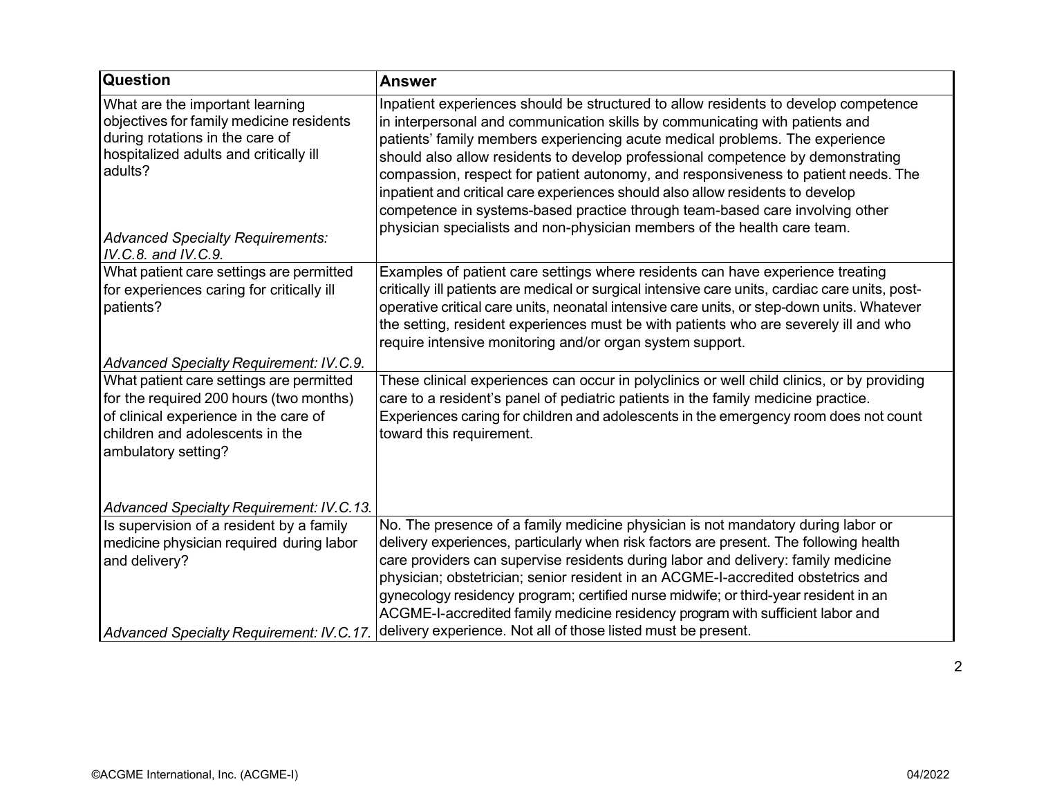| Question | Answer |
|---|---|
| What are the important learning objectives for family medicine residents during rotations in the care of hospitalized adults and critically ill adults?<br><br>*Advanced Specialty Requirements: IV.C.8. and IV.C.9.* | Inpatient experiences should be structured to allow residents to develop competence in interpersonal and communication skills by communicating with patients and patients' family members experiencing acute medical problems. The experience should also allow residents to develop professional competence by demonstrating compassion, respect for patient autonomy, and responsiveness to patient needs. The inpatient and critical care experiences should also allow residents to develop competence in systems-based practice through team-based care involving other physician specialists and non-physician members of the health care team. |
| What patient care settings are permitted for experiences caring for critically ill patients?<br><br>*Advanced Specialty Requirement: IV.C.9.* | Examples of patient care settings where residents can have experience treating critically ill patients are medical or surgical intensive care units, cardiac care units, post-operative critical care units, neonatal intensive care units, or step-down units. Whatever the setting, resident experiences must be with patients who are severely ill and who require intensive monitoring and/or organ system support. |
| What patient care settings are permitted for the required 200 hours (two months) of clinical experience in the care of children and adolescents in the ambulatory setting?<br><br>*Advanced Specialty Requirement: IV.C.13.* | These clinical experiences can occur in polyclinics or well child clinics, or by providing care to a resident's panel of pediatric patients in the family medicine practice. Experiences caring for children and adolescents in the emergency room does not count toward this requirement. |
| Is supervision of a resident by a family medicine physician required during labor and delivery?<br><br>*Advanced Specialty Requirement: IV.C.17.* | No. The presence of a family medicine physician is not mandatory during labor or delivery experiences, particularly when risk factors are present. The following health care providers can supervise residents during labor and delivery: family medicine physician; obstetrician; senior resident in an ACGME-I-accredited obstetrics and gynecology residency program; certified nurse midwife; or third-year resident in an ACGME-I-accredited family medicine residency program with sufficient labor and delivery experience. Not all of those listed must be present. |